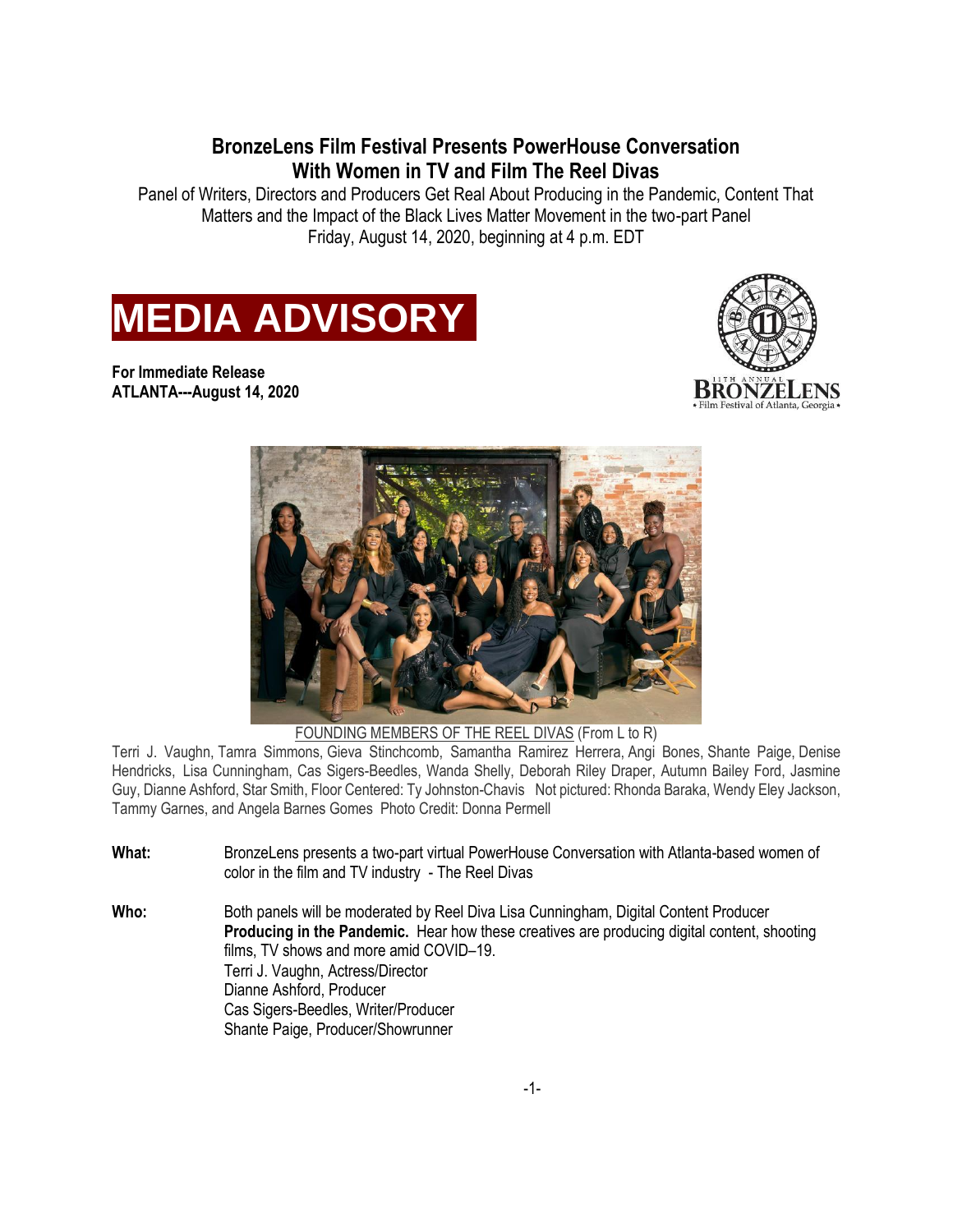# BronzeLens Film Festival Presents PowerHouse Conversation With Women in TV and Film The Reel Divas

Panel of Writers, Directors and Producers Get Real About Producing in the Pandemic, Content That Matters and the Impact of the Black Lives Matter Movement in the two-part Panel
Friday, August 14, 2020, beginning at 4 p.m. EDT

## MEDIA ADVISORY

**For Immediate Release**
**ATLANTA---August 14, 2020**

11TH ANNUAL BRONZELENS • Film Festival of Atlanta, Georgia •

FOUNDING MEMBERS OF THE REEL DIVAS (From L to R)
Terri J. Vaughn, Tamra Simmons, Gieva Stinchcomb, Samantha Ramirez Herrera, Angi Bones, Shante Paige, Denise Hendricks, Lisa Cunningham, Cas Sigers-Beedles, Wanda Shelly, Deborah Riley Draper, Autumn Bailey Ford, Jasmine Guy, Dianne Ashford, Star Smith, Floor Centered: Ty Johnston-Chavis Not pictured: Rhonda Baraka, Wendy Eley Jackson, Tammy Garnes, and Angela Barnes Gomes Photo Credit: Donna Permell

**What:** BronzeLens presents a two-part virtual PowerHouse Conversation with Atlanta-based women of color in the film and TV industry - The Reel Divas

**Who:** Both panels will be moderated by Reel Diva Lisa Cunningham, Digital Content Producer
**Producing in the Pandemic.** Hear how these creatives are producing digital content, shooting films, TV shows and more amid COVID–19.
Terri J. Vaughn, Actress/Director
Dianne Ashford, Producer
Cas Sigers-Beedles, Writer/Producer
Shante Paige, Producer/Showrunner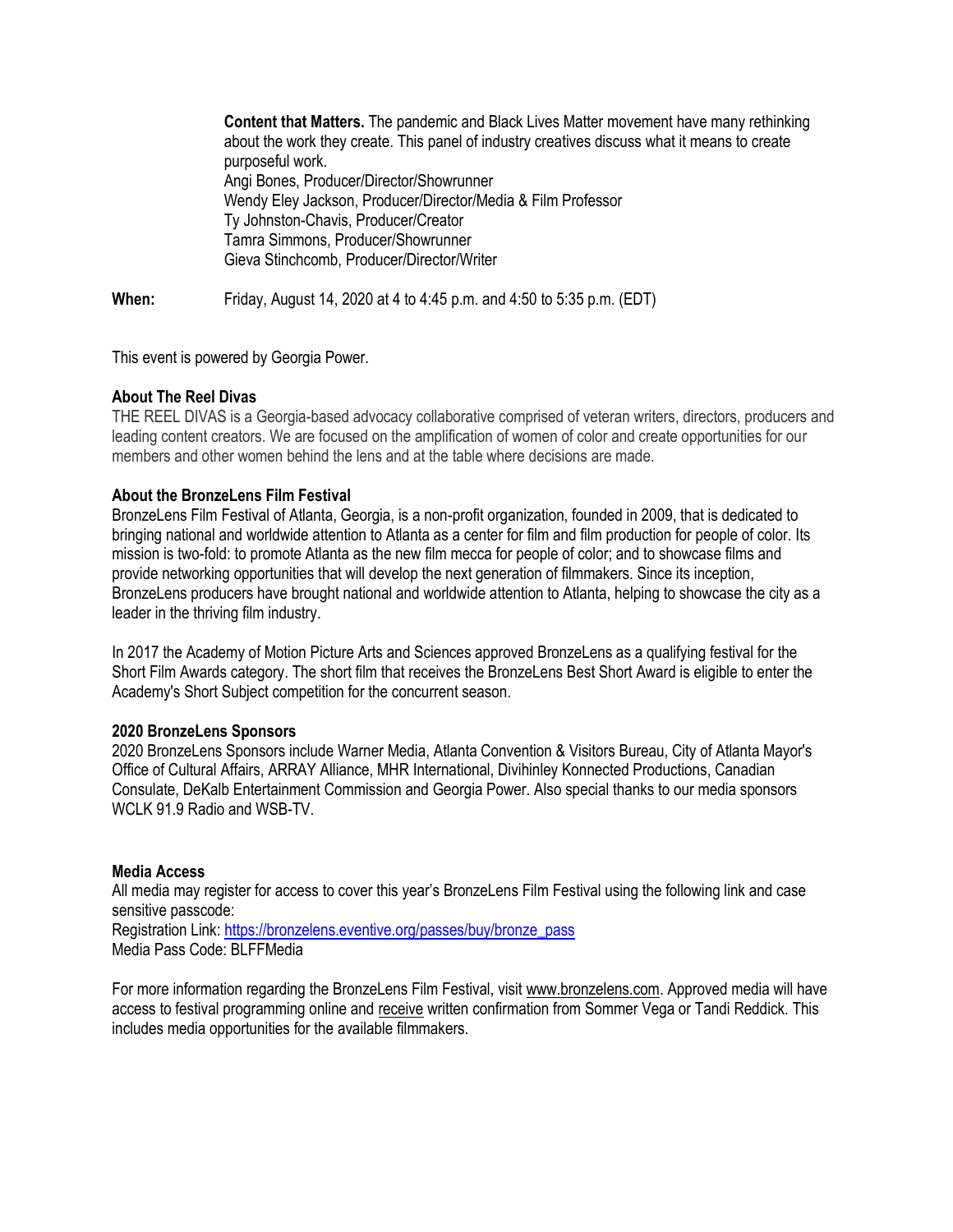**Content that Matters.** The pandemic and Black Lives Matter movement have many rethinking about the work they create. This panel of industry creatives discuss what it means to create purposeful work.
Angi Bones, Producer/Director/Showrunner
Wendy Eley Jackson, Producer/Director/Media & Film Professor
Ty Johnston-Chavis, Producer/Creator
Tamra Simmons, Producer/Showrunner
Gieva Stinchcomb, Producer/Director/Writer

**When:** Friday, August 14, 2020 at 4 to 4:45 p.m. and 4:50 to 5:35 p.m. (EDT)

This event is powered by Georgia Power.

**About The Reel Divas**
THE REEL DIVAS is a Georgia-based advocacy collaborative comprised of veteran writers, directors, producers and leading content creators. We are focused on the amplification of women of color and create opportunities for our members and other women behind the lens and at the table where decisions are made.

**About the BronzeLens Film Festival**
BronzeLens Film Festival of Atlanta, Georgia, is a non-profit organization, founded in 2009, that is dedicated to bringing national and worldwide attention to Atlanta as a center for film and film production for people of color. Its mission is two-fold: to promote Atlanta as the new film mecca for people of color; and to showcase films and provide networking opportunities that will develop the next generation of filmmakers. Since its inception, BronzeLens producers have brought national and worldwide attention to Atlanta, helping to showcase the city as a leader in the thriving film industry.

In 2017 the Academy of Motion Picture Arts and Sciences approved BronzeLens as a qualifying festival for the Short Film Awards category. The short film that receives the BronzeLens Best Short Award is eligible to enter the Academy's Short Subject competition for the concurrent season.

**2020 BronzeLens Sponsors**
2020 BronzeLens Sponsors include Warner Media, Atlanta Convention & Visitors Bureau, City of Atlanta Mayor's Office of Cultural Affairs, ARRAY Alliance, MHR International, Divihinley Konnected Productions, Canadian Consulate, DeKalb Entertainment Commission and Georgia Power. Also special thanks to our media sponsors WCLK 91.9 Radio and WSB-TV.

**Media Access**
All media may register for access to cover this year's BronzeLens Film Festival using the following link and case sensitive passcode:
Registration Link: https://bronzelens.eventive.org/passes/buy/bronze_pass
Media Pass Code: BLFFMedia

For more information regarding the BronzeLens Film Festival, visit www.bronzelens.com. Approved media will have access to festival programming online and receive written confirmation from Sommer Vega or Tandi Reddick. This includes media opportunities for the available filmmakers.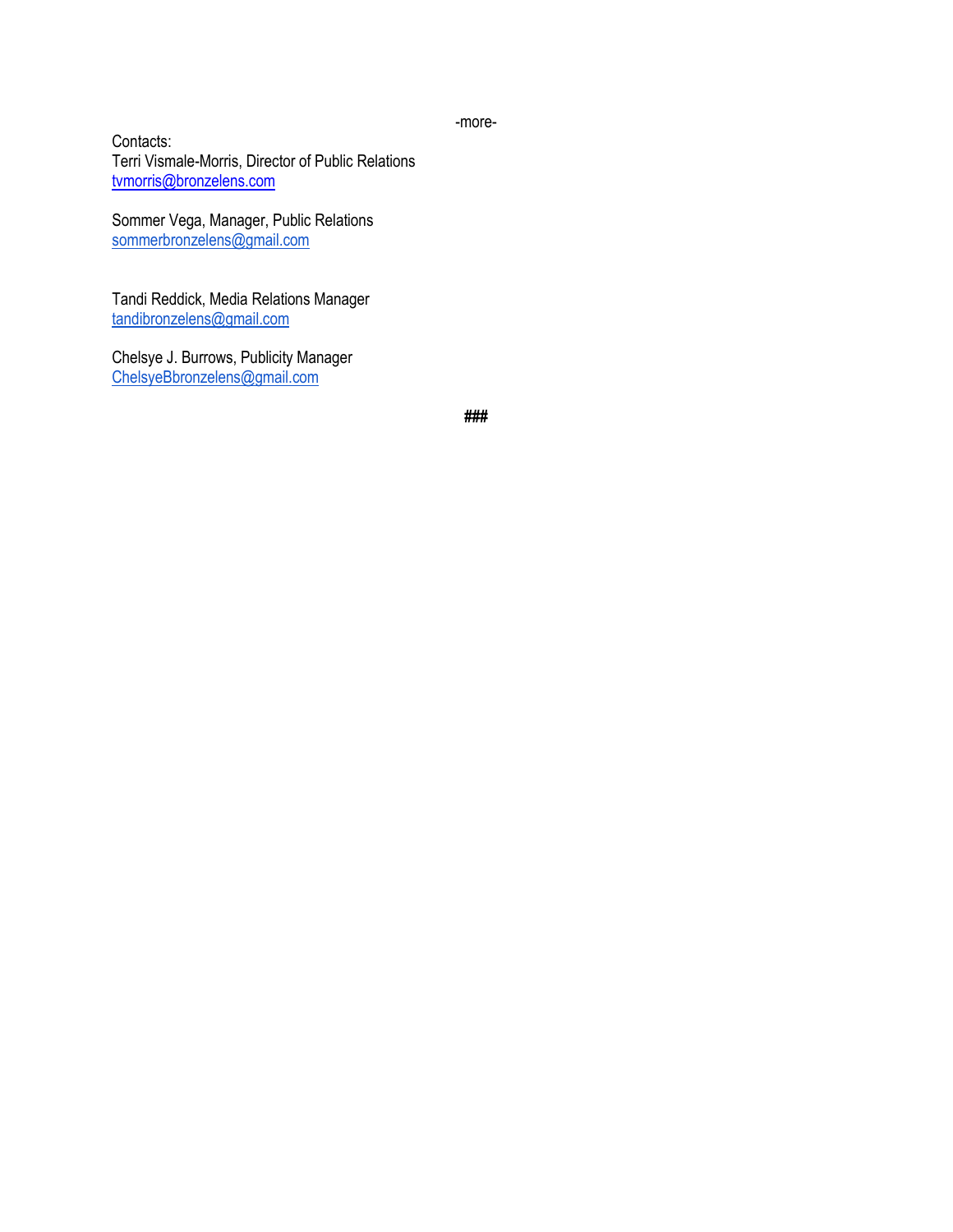-more-

Contacts:
Terri Vismale-Morris, Director of Public Relations
tvmorris@bronzelens.com

Sommer Vega, Manager, Public Relations
sommerbronzelens@gmail.com

Tandi Reddick, Media Relations Manager
tandibronzelens@gmail.com

Chelsye J. Burrows, Publicity Manager
ChelsyeBbronzelens@gmail.com

**###**